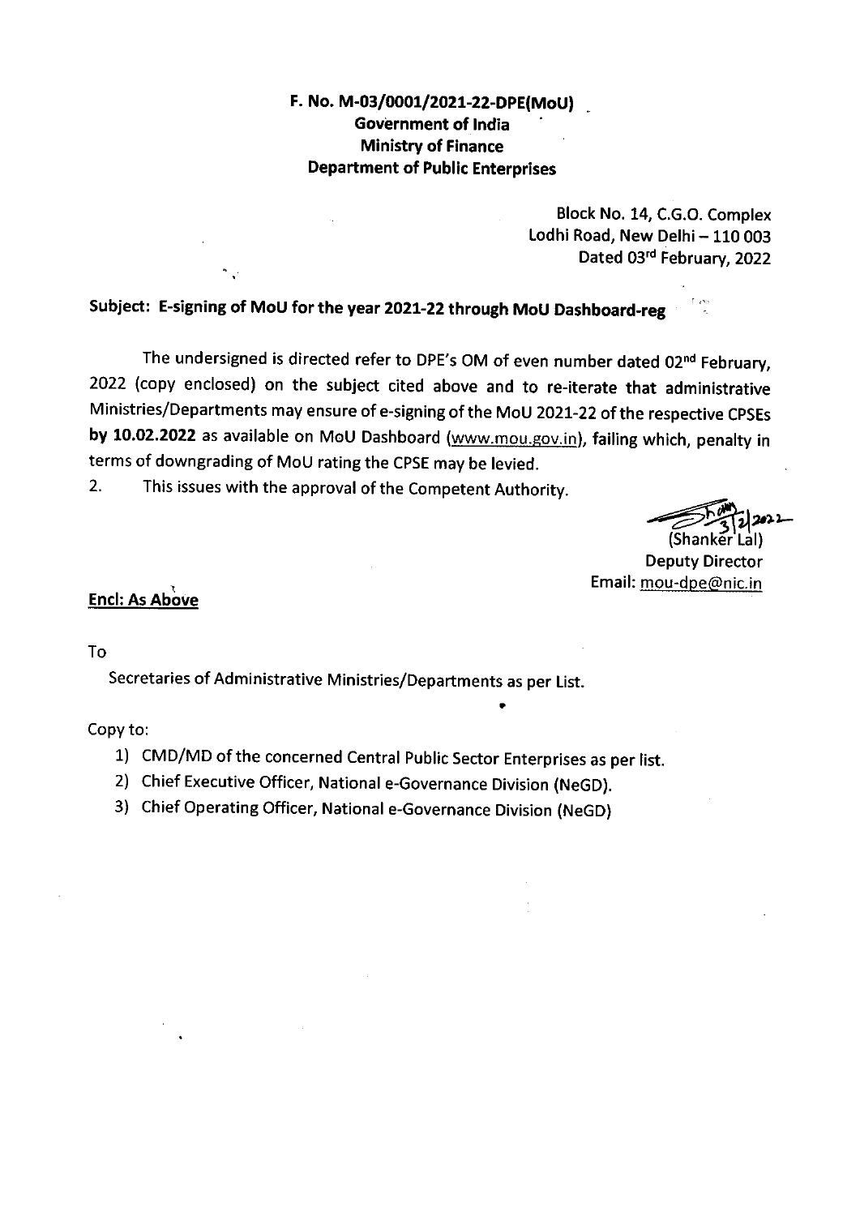**F. No. M-03/0001/2021-22-DPE(MoU)**
**Government of India**
**Ministry of Finance**
**Department of Public Enterprises**

Block No. 14, C.G.O. Complex
Lodhi Road, New Delhi – 110 003
Dated 03rd February, 2022

**Subject: E-signing of MoU for the year 2021-22 through MoU Dashboard-reg**

The undersigned is directed refer to DPE's OM of even number dated 02nd February, 2022 (copy enclosed) on the subject cited above and to re-iterate that administrative Ministries/Departments may ensure of e-signing of the MoU 2021-22 of the respective CPSEs **by 10.02.2022** as available on MoU Dashboard (www.mou.gov.in), failing which, penalty in terms of downgrading of MoU rating the CPSE may be levied.

2. This issues with the approval of the Competent Authority.

3/2/2022
(Shanker Lal)
Deputy Director
Email: mou-dpe@nic.in

**Encl: As Above**

To

Secretaries of Administrative Ministries/Departments as per List.

Copy to:

1) CMD/MD of the concerned Central Public Sector Enterprises as per list.
2) Chief Executive Officer, National e-Governance Division (NeGD).
3) Chief Operating Officer, National e-Governance Division (NeGD)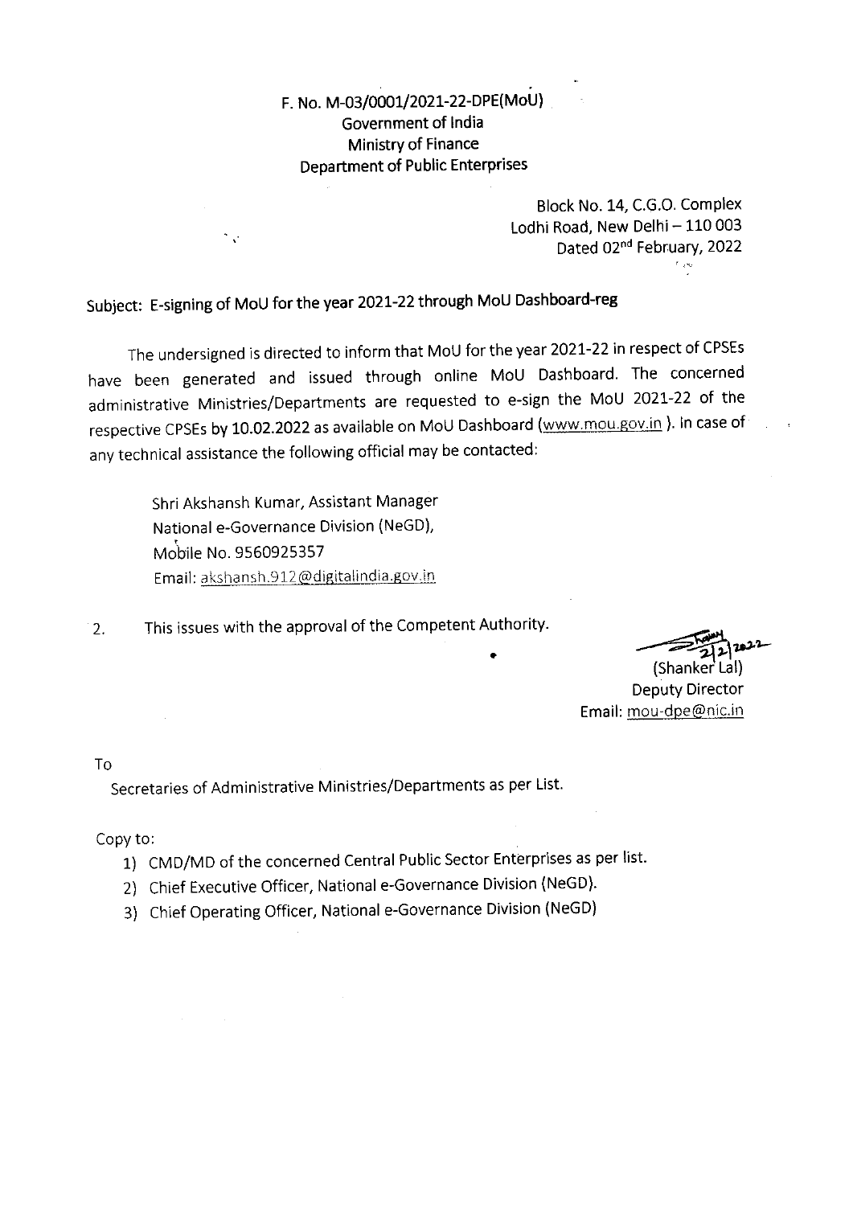F. No. M-03/0001/2021-22-DPE(MoU)
Government of India
Ministry of Finance
Department of Public Enterprises

Block No. 14, C.G.O. Complex
Lodhi Road, New Delhi – 110 003
Dated 02nd February, 2022

Subject: E-signing of MoU for the year 2021-22 through MoU Dashboard-reg

The undersigned is directed to inform that MoU for the year 2021-22 in respect of CPSEs have been generated and issued through online MoU Dashboard. The concerned administrative Ministries/Departments are requested to e-sign the MoU 2021-22 of the respective CPSEs by **10.02.2022** as available on MoU Dashboard (www.mou.gov.in). In case of any technical assistance the following official may be contacted:

> Shri Akshansh Kumar, Assistant Manager
> National e-Governance Division (NeGD),
> Mobile No. 9560925357
> Email: akshansh.912@digitalindia.gov.in

2. This issues with the approval of the Competent Authority.

(Shanker Lal)
Deputy Director
Email: mou-dpe@nic.in

To

Secretaries of Administrative Ministries/Departments as per List.

Copy to:

1) CMD/MD of the concerned Central Public Sector Enterprises as per list.
2) Chief Executive Officer, National e-Governance Division (NeGD).
3) Chief Operating Officer, National e-Governance Division (NeGD)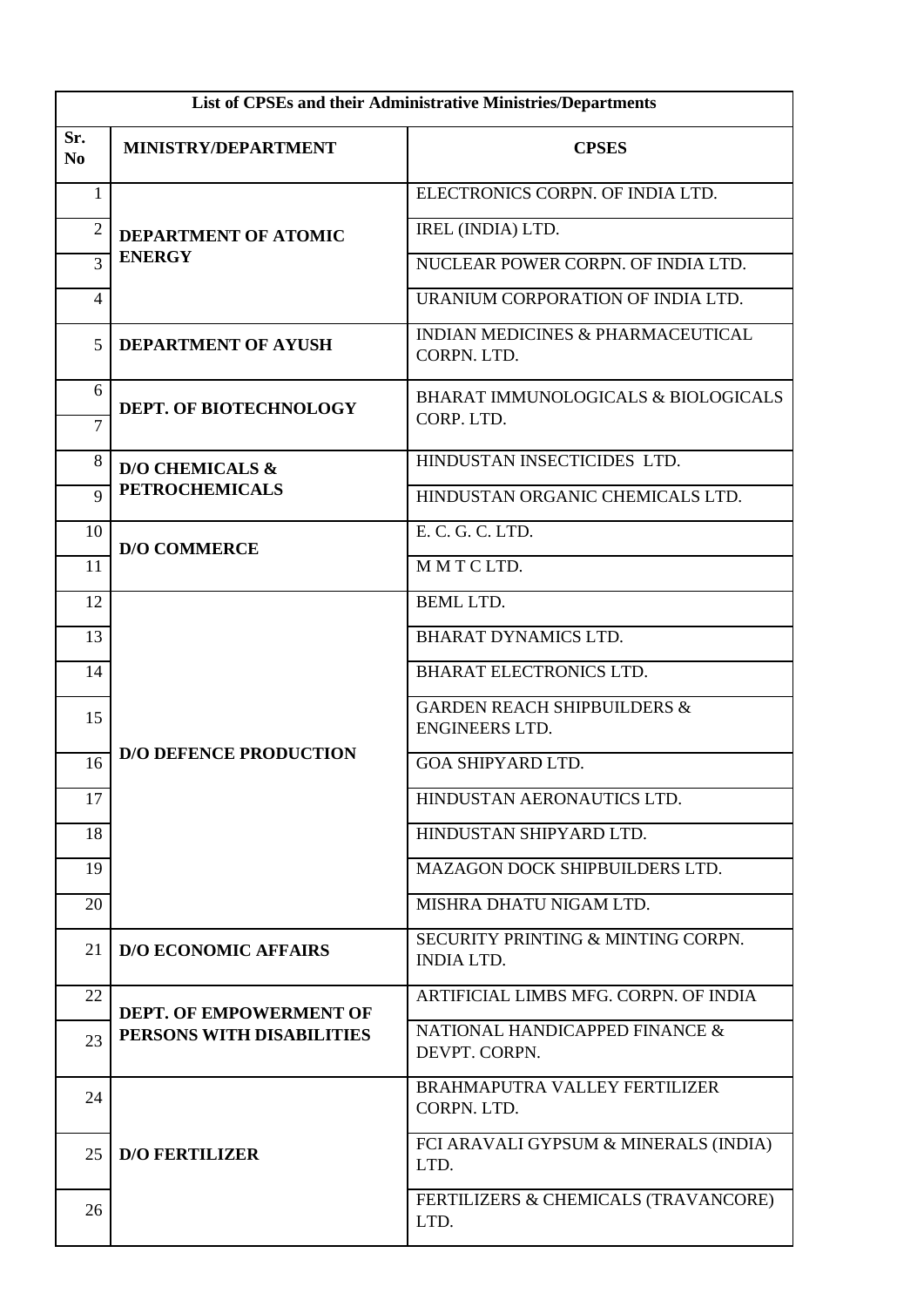| List of CPSEs and their Administrative Ministries/Departments | | |
|---|---|---|
| **Sr. No** | **MINISTRY/DEPARTMENT** | **CPSES** |
| 1 | **DEPARTMENT OF ATOMIC ENERGY** | ELECTRONICS CORPN. OF INDIA LTD. |
| 2 | | IREL (INDIA) LTD. |
| 3 | | NUCLEAR POWER CORPN. OF INDIA LTD. |
| 4 | | URANIUM CORPORATION OF INDIA LTD. |
| 5 | **DEPARTMENT OF AYUSH** | INDIAN MEDICINES & PHARMACEUTICAL CORPN. LTD. |
| 6 | **DEPT. OF BIOTECHNOLOGY** | BHARAT IMMUNOLOGICALS & BIOLOGICALS CORP. LTD. |
| 7 | | |
| 8 | **D/O CHEMICALS & PETROCHEMICALS** | HINDUSTAN INSECTICIDES LTD. |
| 9 | | HINDUSTAN ORGANIC CHEMICALS LTD. |
| 10 | **D/O COMMERCE** | E. C. G. C. LTD. |
| 11 | | M M T C LTD. |
| 12 | **D/O DEFENCE PRODUCTION** | BEML LTD. |
| 13 | | BHARAT DYNAMICS LTD. |
| 14 | | BHARAT ELECTRONICS LTD. |
| 15 | | GARDEN REACH SHIPBUILDERS & ENGINEERS LTD. |
| 16 | | GOA SHIPYARD LTD. |
| 17 | | HINDUSTAN AERONAUTICS LTD. |
| 18 | | HINDUSTAN SHIPYARD LTD. |
| 19 | | MAZAGON DOCK SHIPBUILDERS LTD. |
| 20 | | MISHRA DHATU NIGAM LTD. |
| 21 | **D/O ECONOMIC AFFAIRS** | SECURITY PRINTING & MINTING CORPN. INDIA LTD. |
| 22 | **DEPT. OF EMPOWERMENT OF PERSONS WITH DISABILITIES** | ARTIFICIAL LIMBS MFG. CORPN. OF INDIA |
| 23 | | NATIONAL HANDICAPPED FINANCE & DEVPT. CORPN. |
| 24 | **D/O FERTILIZER** | BRAHMAPUTRA VALLEY FERTILIZER CORPN. LTD. |
| 25 | | FCI ARAVALI GYPSUM & MINERALS (INDIA) LTD. |
| 26 | | FERTILIZERS & CHEMICALS (TRAVANCORE) LTD. |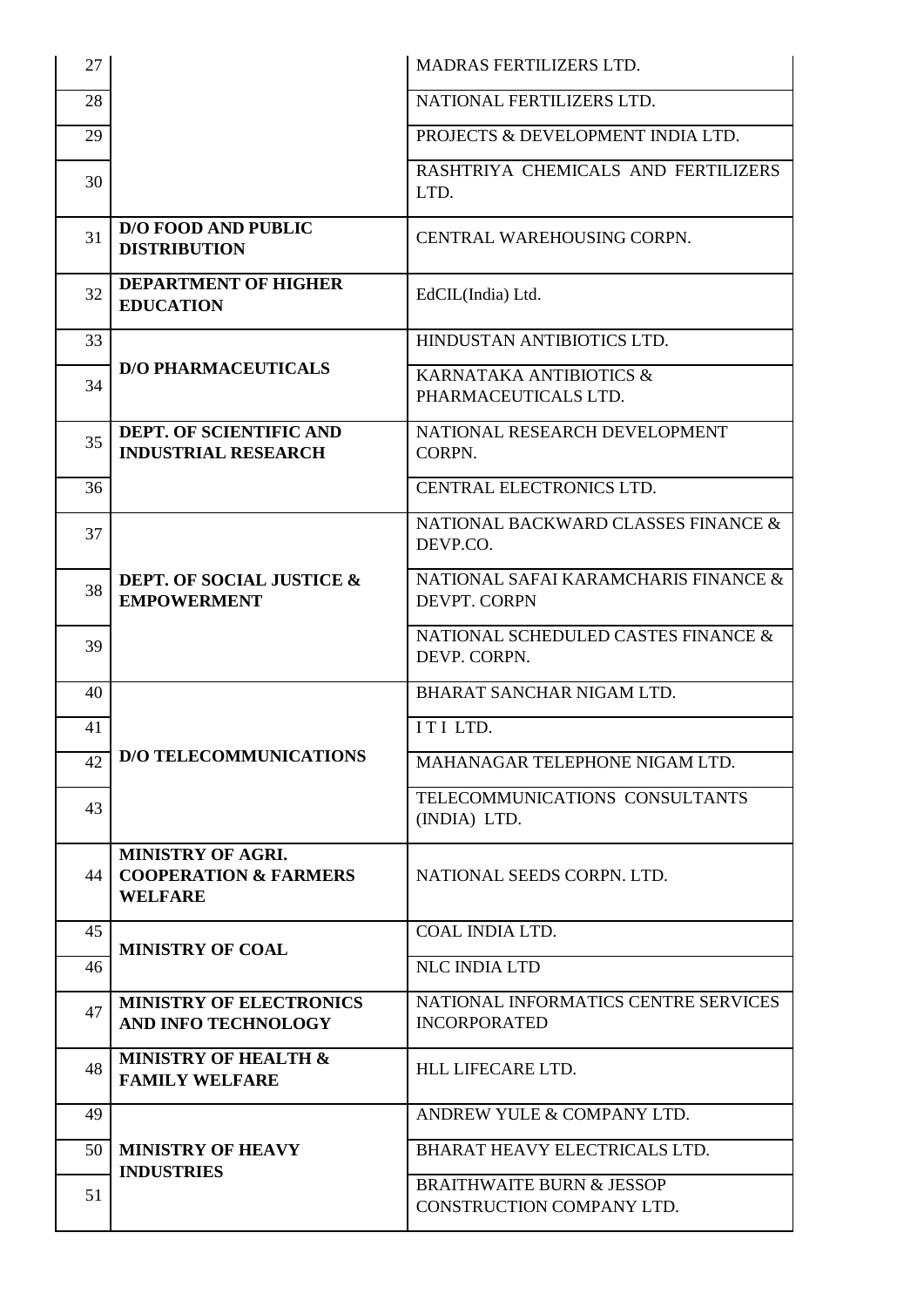| | | |
|---|---|---|
| 27 | | MADRAS FERTILIZERS LTD. |
| 28 | | NATIONAL FERTILIZERS LTD. |
| 29 | | PROJECTS & DEVELOPMENT INDIA LTD. |
| 30 | | RASHTRIYA CHEMICALS AND FERTILIZERS LTD. |
| 31 | **D/O FOOD AND PUBLIC DISTRIBUTION** | CENTRAL WAREHOUSING CORPN. |
| 32 | **DEPARTMENT OF HIGHER EDUCATION** | EdCIL(India) Ltd. |
| 33 | **D/O PHARMACEUTICALS** | HINDUSTAN ANTIBIOTICS LTD. |
| 34 | | KARNATAKA ANTIBIOTICS & PHARMACEUTICALS LTD. |
| 35 | **DEPT. OF SCIENTIFIC AND INDUSTRIAL RESEARCH** | NATIONAL RESEARCH DEVELOPMENT CORPN. |
| 36 | | CENTRAL ELECTRONICS LTD. |
| 37 | **DEPT. OF SOCIAL JUSTICE & EMPOWERMENT** | NATIONAL BACKWARD CLASSES FINANCE & DEVP.CO. |
| 38 | | NATIONAL SAFAI KARAMCHARIS FINANCE & DEVPT. CORPN |
| 39 | | NATIONAL SCHEDULED CASTES FINANCE & DEVP. CORPN. |
| 40 | **D/O TELECOMMUNICATIONS** | BHARAT SANCHAR NIGAM LTD. |
| 41 | | I T I LTD. |
| 42 | | MAHANAGAR TELEPHONE NIGAM LTD. |
| 43 | | TELECOMMUNICATIONS CONSULTANTS (INDIA) LTD. |
| 44 | **MINISTRY OF AGRI. COOPERATION & FARMERS WELFARE** | NATIONAL SEEDS CORPN. LTD. |
| 45 | **MINISTRY OF COAL** | COAL INDIA LTD. |
| 46 | | NLC INDIA LTD |
| 47 | **MINISTRY OF ELECTRONICS AND INFO TECHNOLOGY** | NATIONAL INFORMATICS CENTRE SERVICES INCORPORATED |
| 48 | **MINISTRY OF HEALTH & FAMILY WELFARE** | HLL LIFECARE LTD. |
| 49 | **MINISTRY OF HEAVY INDUSTRIES** | ANDREW YULE & COMPANY LTD. |
| 50 | | BHARAT HEAVY ELECTRICALS LTD. |
| 51 | | BRAITHWAITE BURN & JESSOP CONSTRUCTION COMPANY LTD. |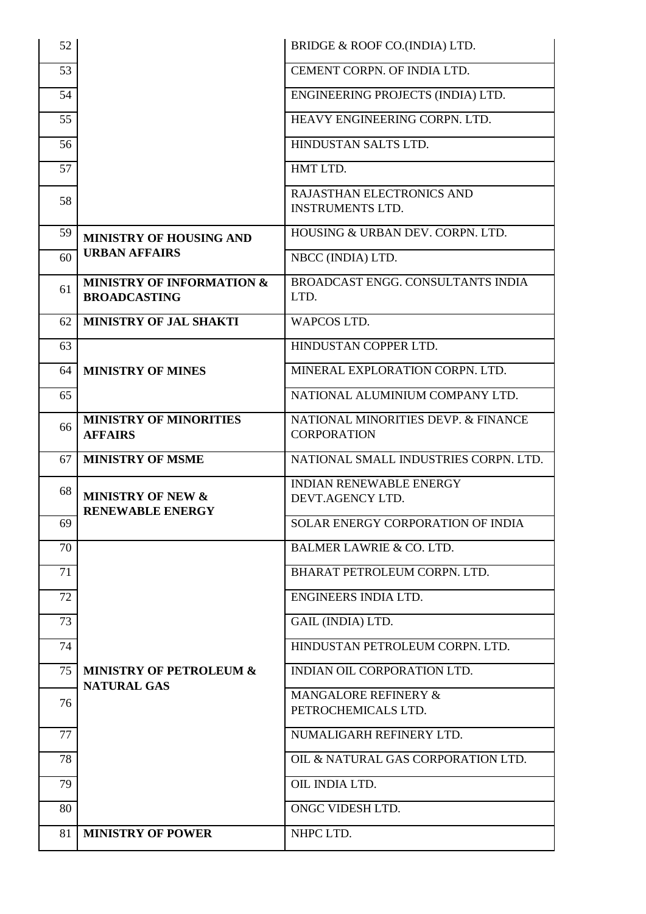| | | |
|---|---|---|
| 52 | | BRIDGE & ROOF CO.(INDIA) LTD. |
| 53 | | CEMENT CORPN. OF INDIA LTD. |
| 54 | | ENGINEERING PROJECTS (INDIA) LTD. |
| 55 | | HEAVY ENGINEERING CORPN. LTD. |
| 56 | | HINDUSTAN SALTS LTD. |
| 57 | | HMT LTD. |
| 58 | | RAJASTHAN ELECTRONICS AND INSTRUMENTS LTD. |
| 59 | **MINISTRY OF HOUSING AND URBAN AFFAIRS** | HOUSING & URBAN DEV. CORPN. LTD. |
| 60 | | NBCC (INDIA) LTD. |
| 61 | **MINISTRY OF INFORMATION & BROADCASTING** | BROADCAST ENGG. CONSULTANTS INDIA LTD. |
| 62 | **MINISTRY OF JAL SHAKTI** | WAPCOS LTD. |
| 63 | **MINISTRY OF MINES** | HINDUSTAN COPPER LTD. |
| 64 | | MINERAL EXPLORATION CORPN. LTD. |
| 65 | | NATIONAL ALUMINIUM COMPANY LTD. |
| 66 | **MINISTRY OF MINORITIES AFFAIRS** | NATIONAL MINORITIES DEVP. & FINANCE CORPORATION |
| 67 | **MINISTRY OF MSME** | NATIONAL SMALL INDUSTRIES CORPN. LTD. |
| 68 | **MINISTRY OF NEW & RENEWABLE ENERGY** | INDIAN RENEWABLE ENERGY DEVT.AGENCY LTD. |
| 69 | | SOLAR ENERGY CORPORATION OF INDIA |
| 70 | **MINISTRY OF PETROLEUM & NATURAL GAS** | BALMER LAWRIE & CO. LTD. |
| 71 | | BHARAT PETROLEUM CORPN. LTD. |
| 72 | | ENGINEERS INDIA LTD. |
| 73 | | GAIL (INDIA) LTD. |
| 74 | | HINDUSTAN PETROLEUM CORPN. LTD. |
| 75 | | INDIAN OIL CORPORATION LTD. |
| 76 | | MANGALORE REFINERY & PETROCHEMICALS LTD. |
| 77 | | NUMALIGARH REFINERY LTD. |
| 78 | | OIL & NATURAL GAS CORPORATION LTD. |
| 79 | | OIL INDIA LTD. |
| 80 | | ONGC VIDESH LTD. |
| 81 | **MINISTRY OF POWER** | NHPC LTD. |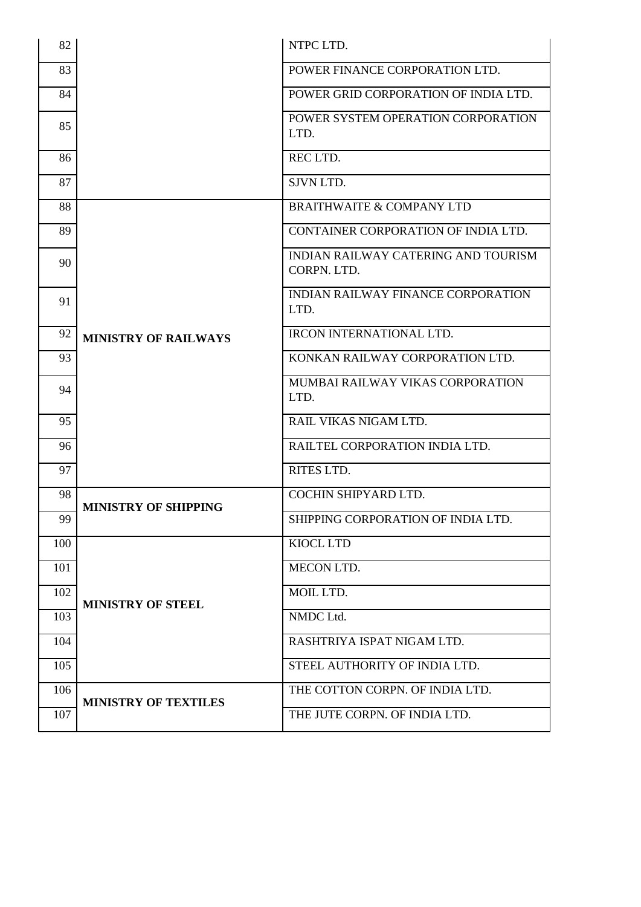| | | |
|---|---|---|
| 82 | | NTPC LTD. |
| 83 | | POWER FINANCE CORPORATION LTD. |
| 84 | | POWER GRID CORPORATION OF INDIA LTD. |
| 85 | | POWER SYSTEM OPERATION CORPORATION LTD. |
| 86 | | REC LTD. |
| 87 | | SJVN LTD. |
| 88 | **MINISTRY OF RAILWAYS** | BRAITHWAITE & COMPANY LTD |
| 89 | | CONTAINER CORPORATION OF INDIA LTD. |
| 90 | | INDIAN RAILWAY CATERING AND TOURISM CORPN. LTD. |
| 91 | | INDIAN RAILWAY FINANCE CORPORATION LTD. |
| 92 | | IRCON INTERNATIONAL LTD. |
| 93 | | KONKAN RAILWAY CORPORATION LTD. |
| 94 | | MUMBAI RAILWAY VIKAS CORPORATION LTD. |
| 95 | | RAIL VIKAS NIGAM LTD. |
| 96 | | RAILTEL CORPORATION INDIA LTD. |
| 97 | | RITES LTD. |
| 98 | **MINISTRY OF SHIPPING** | COCHIN SHIPYARD LTD. |
| 99 | | SHIPPING CORPORATION OF INDIA LTD. |
| 100 | **MINISTRY OF STEEL** | KIOCL LTD |
| 101 | | MECON LTD. |
| 102 | | MOIL LTD. |
| 103 | | NMDC Ltd. |
| 104 | | RASHTRIYA ISPAT NIGAM LTD. |
| 105 | | STEEL AUTHORITY OF INDIA LTD. |
| 106 | **MINISTRY OF TEXTILES** | THE COTTON CORPN. OF INDIA LTD. |
| 107 | | THE JUTE CORPN. OF INDIA LTD. |